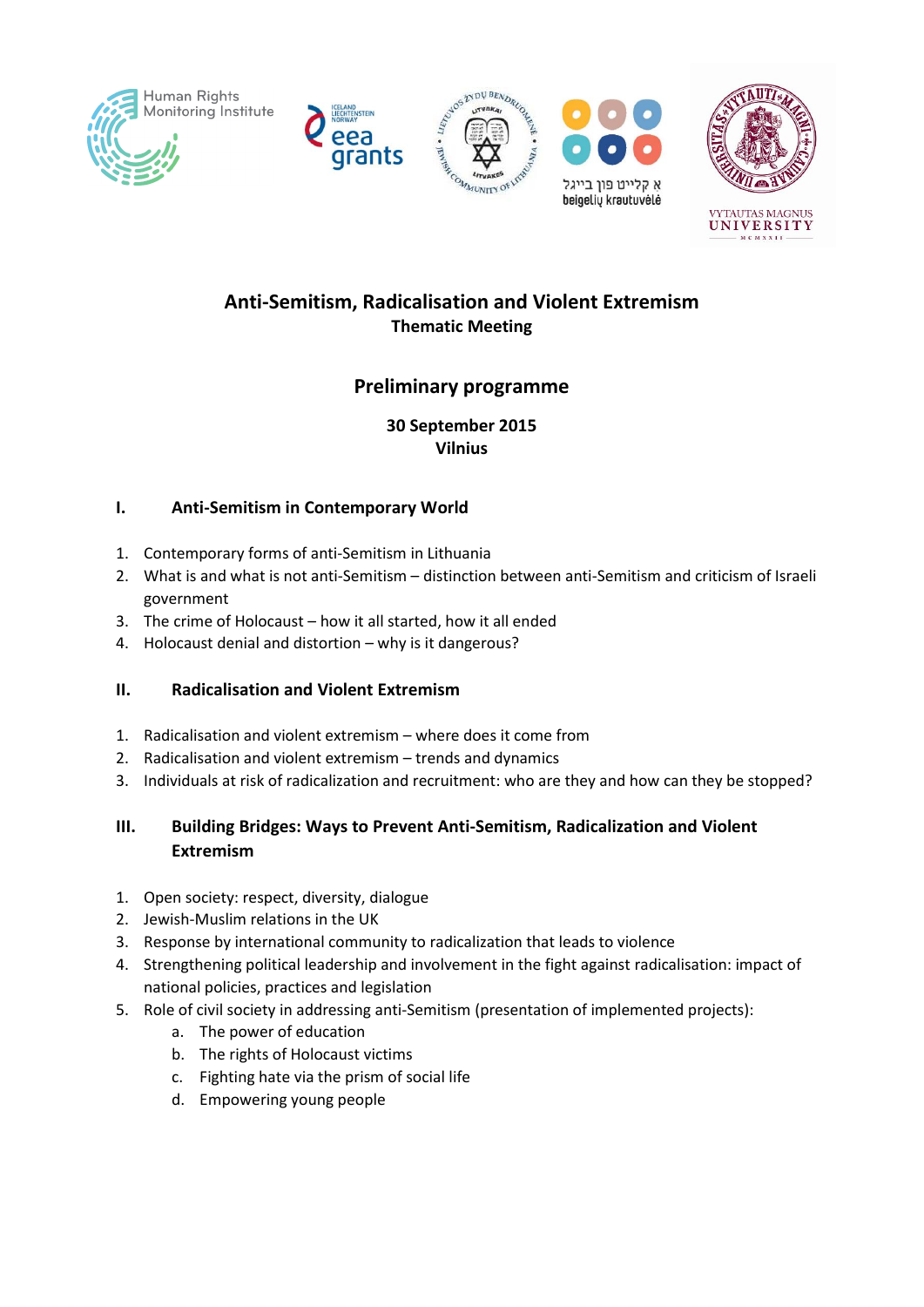# Anti-Semitism, Radicalisation and Violent Extremism

**Thematic Meeting**

## Preliminary programme

**30 September 2015**
**Vilnius**

### I. Anti-Semitism in Contemporary World

1. Contemporary forms of anti-Semitism in Lithuania
2. What is and what is not anti-Semitism – distinction between anti-Semitism and criticism of Israeli government
3. The crime of Holocaust – how it all started, how it all ended
4. Holocaust denial and distortion – why is it dangerous?

### II. Radicalisation and Violent Extremism

1. Radicalisation and violent extremism – where does it come from
2. Radicalisation and violent extremism – trends and dynamics
3. Individuals at risk of radicalization and recruitment: who are they and how can they be stopped?

### III. Building Bridges: Ways to Prevent Anti-Semitism, Radicalization and Violent Extremism

1. Open society: respect, diversity, dialogue
2. Jewish-Muslim relations in the UK
3. Response by international community to radicalization that leads to violence
4. Strengthening political leadership and involvement in the fight against radicalisation: impact of national policies, practices and legislation
5. Role of civil society in addressing anti-Semitism (presentation of implemented projects):
   a. The power of education
   b. The rights of Holocaust victims
   c. Fighting hate via the prism of social life
   d. Empowering young people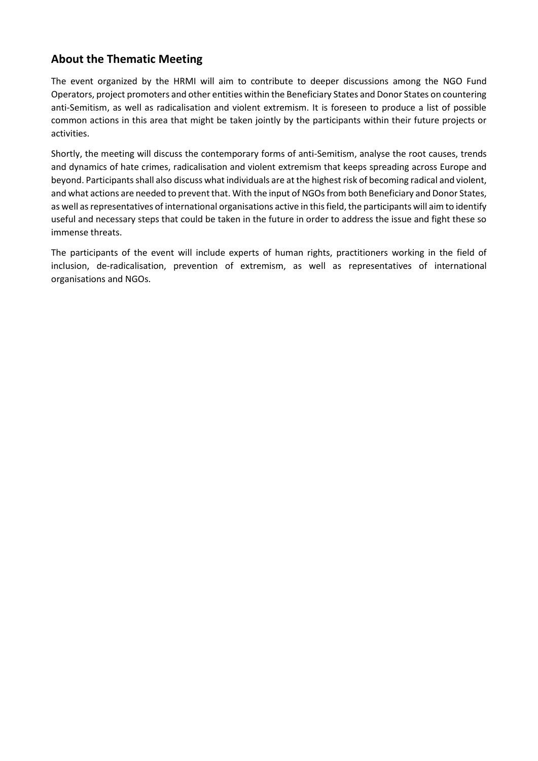## About the Thematic Meeting

The event organized by the HRMI will aim to contribute to deeper discussions among the NGO Fund Operators, project promoters and other entities within the Beneficiary States and Donor States on countering anti-Semitism, as well as radicalisation and violent extremism. It is foreseen to produce a list of possible common actions in this area that might be taken jointly by the participants within their future projects or activities.

Shortly, the meeting will discuss the contemporary forms of anti-Semitism, analyse the root causes, trends and dynamics of hate crimes, radicalisation and violent extremism that keeps spreading across Europe and beyond. Participants shall also discuss what individuals are at the highest risk of becoming radical and violent, and what actions are needed to prevent that. With the input of NGOs from both Beneficiary and Donor States, as well as representatives of international organisations active in this field, the participants will aim to identify useful and necessary steps that could be taken in the future in order to address the issue and fight these so immense threats.

The participants of the event will include experts of human rights, practitioners working in the field of inclusion, de-radicalisation, prevention of extremism, as well as representatives of international organisations and NGOs.